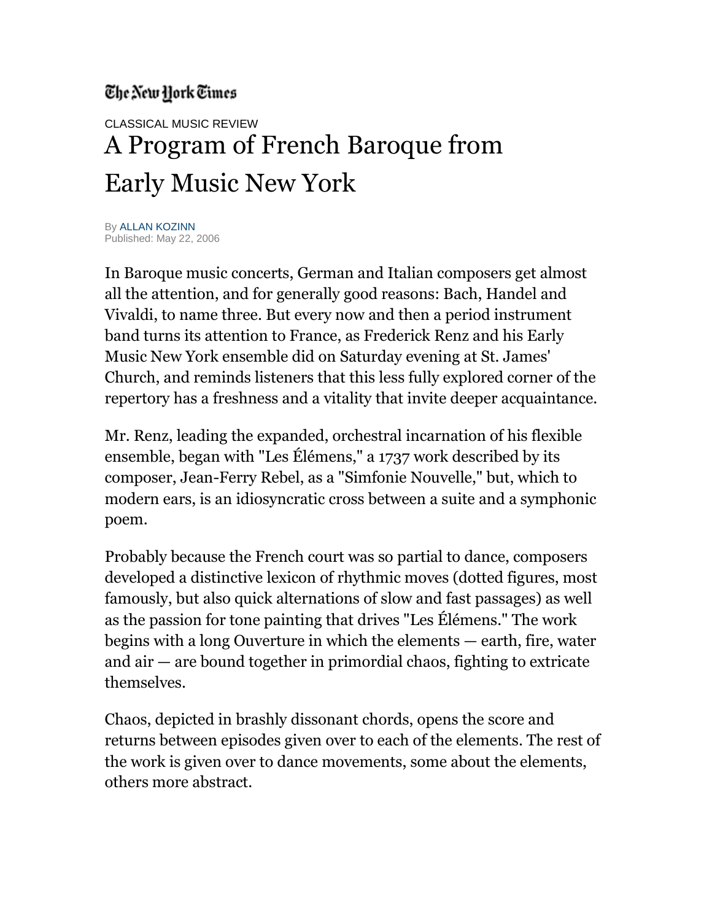The New York Times

CLASSICAL MUSIC REVIEW

# A Program of French Baroque from Early Music New York

By ALLAN KOZINN
Published: May 22, 2006

In Baroque music concerts, German and Italian composers get almost all the attention, and for generally good reasons: Bach, Handel and Vivaldi, to name three. But every now and then a period instrument band turns its attention to France, as Frederick Renz and his Early Music New York ensemble did on Saturday evening at St. James' Church, and reminds listeners that this less fully explored corner of the repertory has a freshness and a vitality that invite deeper acquaintance.

Mr. Renz, leading the expanded, orchestral incarnation of his flexible ensemble, began with "Les Élémens," a 1737 work described by its composer, Jean-Ferry Rebel, as a "Simfonie Nouvelle," but, which to modern ears, is an idiosyncratic cross between a suite and a symphonic poem.

Probably because the French court was so partial to dance, composers developed a distinctive lexicon of rhythmic moves (dotted figures, most famously, but also quick alternations of slow and fast passages) as well as the passion for tone painting that drives "Les Élémens." The work begins with a long Ouverture in which the elements — earth, fire, water and air — are bound together in primordial chaos, fighting to extricate themselves.

Chaos, depicted in brashly dissonant chords, opens the score and returns between episodes given over to each of the elements. The rest of the work is given over to dance movements, some about the elements, others more abstract.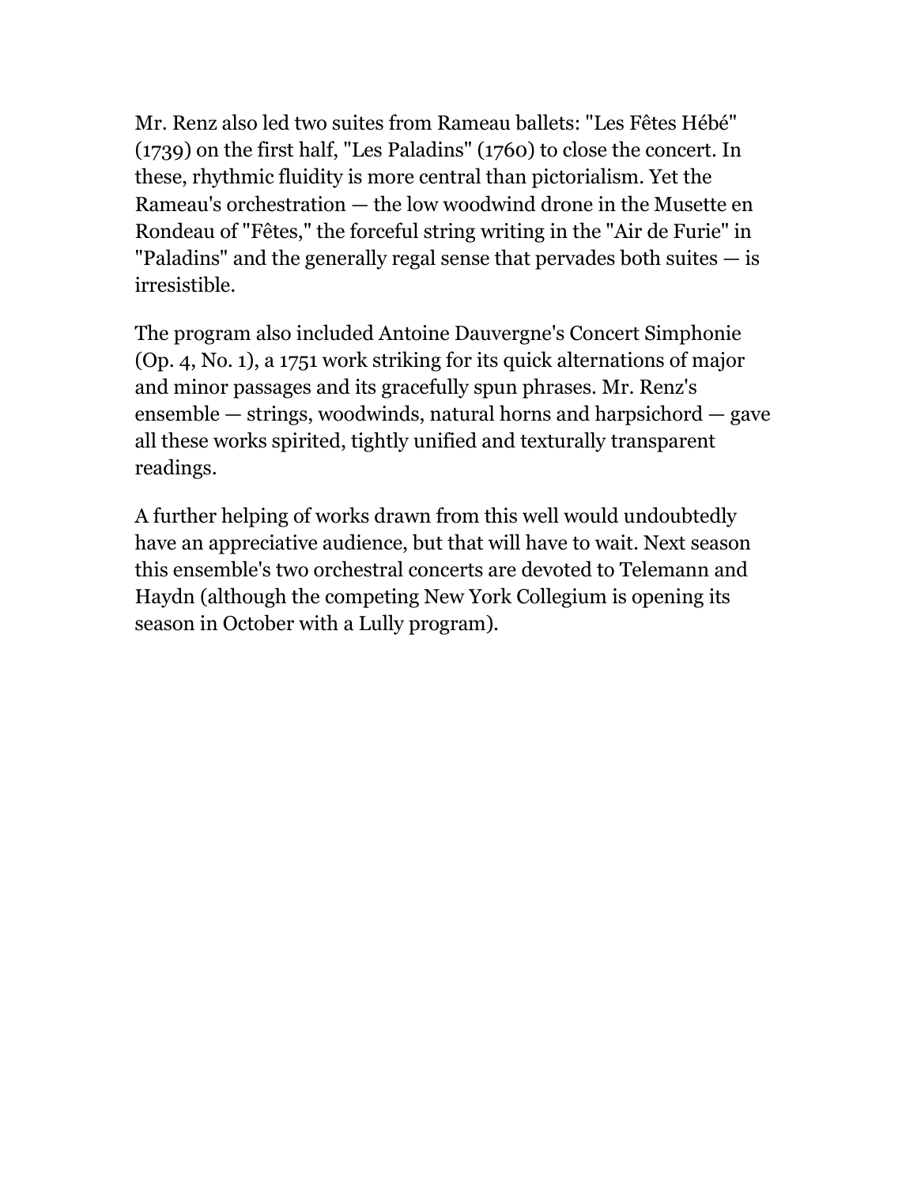Mr. Renz also led two suites from Rameau ballets: "Les Fêtes Hébé" (1739) on the first half, "Les Paladins" (1760) to close the concert. In these, rhythmic fluidity is more central than pictorialism. Yet the Rameau's orchestration — the low woodwind drone in the Musette en Rondeau of "Fêtes," the forceful string writing in the "Air de Furie" in "Paladins" and the generally regal sense that pervades both suites — is irresistible.

The program also included Antoine Dauvergne's Concert Simphonie (Op. 4, No. 1), a 1751 work striking for its quick alternations of major and minor passages and its gracefully spun phrases. Mr. Renz's ensemble — strings, woodwinds, natural horns and harpsichord — gave all these works spirited, tightly unified and texturally transparent readings.

A further helping of works drawn from this well would undoubtedly have an appreciative audience, but that will have to wait. Next season this ensemble's two orchestral concerts are devoted to Telemann and Haydn (although the competing New York Collegium is opening its season in October with a Lully program).